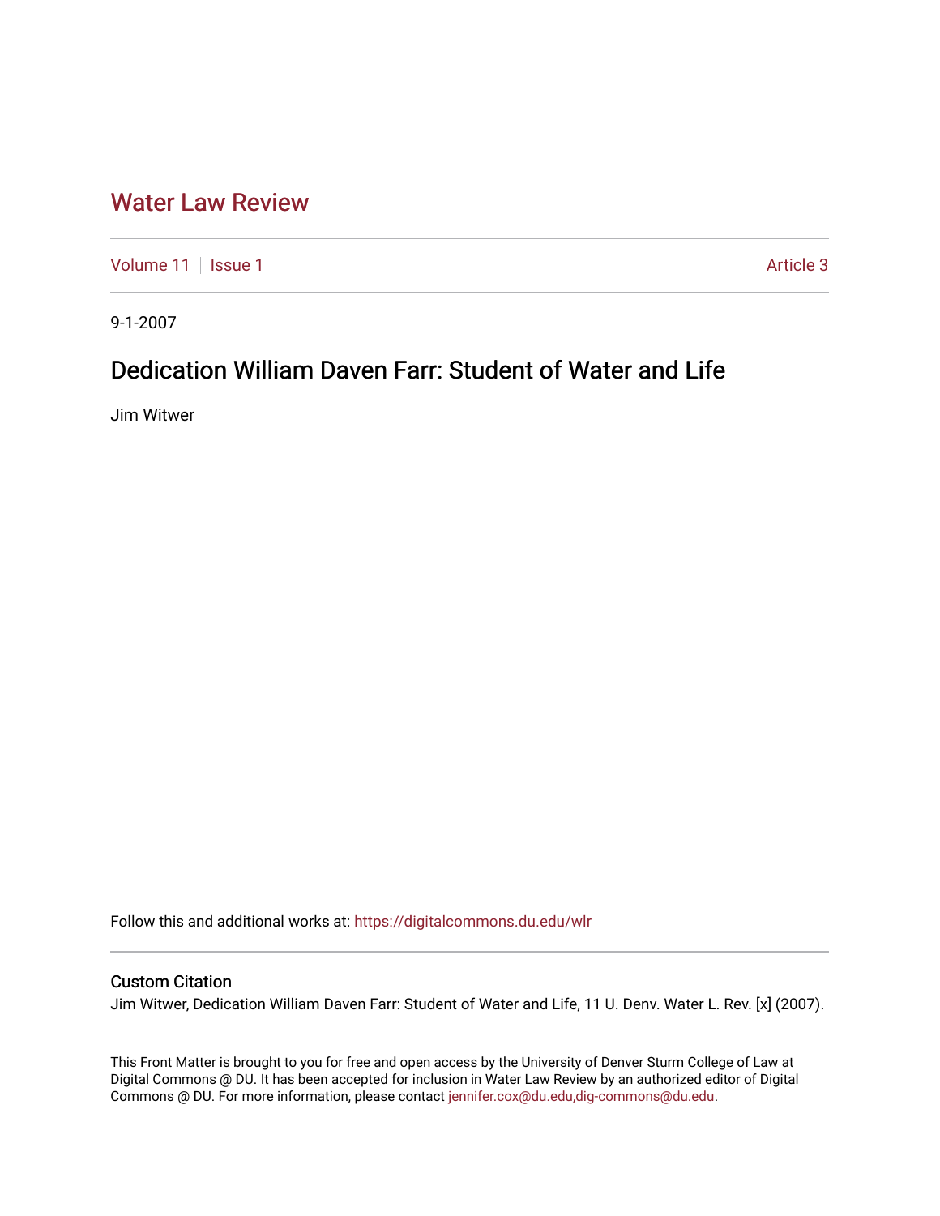# Water Law Review

Volume 11 | Issue 1 | Article 3

9-1-2007

## Dedication William Daven Farr: Student of Water and Life

Jim Witwer

Follow this and additional works at: https://digitalcommons.du.edu/wlr

### Custom Citation

Jim Witwer, Dedication William Daven Farr: Student of Water and Life, 11 U. Denv. Water L. Rev. [x] (2007).

This Front Matter is brought to you for free and open access by the University of Denver Sturm College of Law at Digital Commons @ DU. It has been accepted for inclusion in Water Law Review by an authorized editor of Digital Commons @ DU. For more information, please contact jennifer.cox@du.edu,dig-commons@du.edu.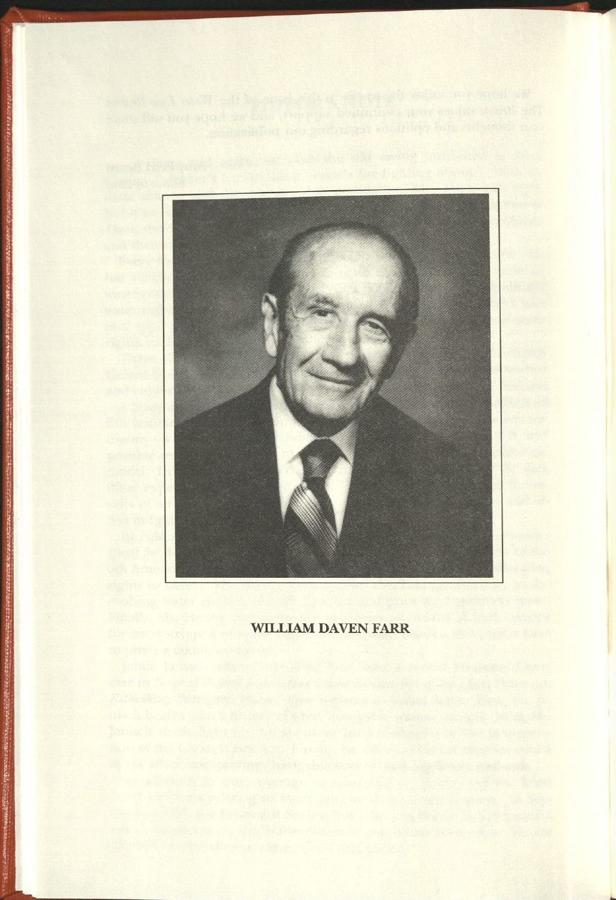**WILLIAM DAVEN FARR**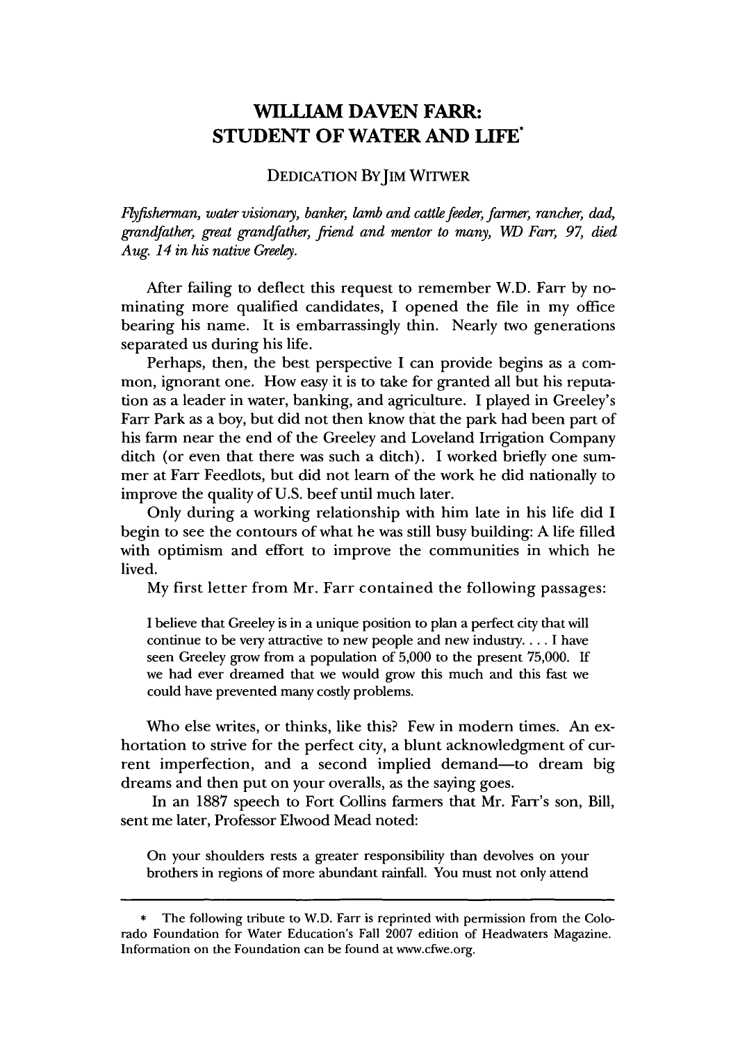# WILLIAM DAVEN FARR: STUDENT OF WATER AND LIFE*

DEDICATION BY JIM WITWER

*Flyfisherman, water visionary, banker, lamb and cattle feeder, farmer, rancher, dad, grandfather, great grandfather, friend and mentor to many, WD Farr, 97, died Aug. 14 in his native Greeley.*

After failing to deflect this request to remember W.D. Farr by nominating more qualified candidates, I opened the file in my office bearing his name. It is embarrassingly thin. Nearly two generations separated us during his life.

Perhaps, then, the best perspective I can provide begins as a common, ignorant one. How easy it is to take for granted all but his reputation as a leader in water, banking, and agriculture. I played in Greeley's Farr Park as a boy, but did not then know that the park had been part of his farm near the end of the Greeley and Loveland Irrigation Company ditch (or even that there was such a ditch). I worked briefly one summer at Farr Feedlots, but did not learn of the work he did nationally to improve the quality of U.S. beef until much later.

Only during a working relationship with him late in his life did I begin to see the contours of what he was still busy building: A life filled with optimism and effort to improve the communities in which he lived.

My first letter from Mr. Farr contained the following passages:

> I believe that Greeley is in a unique position to plan a perfect city that will continue to be very attractive to new people and new industry. . . . I have seen Greeley grow from a population of 5,000 to the present 75,000. If we had ever dreamed that we would grow this much and this fast we could have prevented many costly problems.

Who else writes, or thinks, like this? Few in modern times. An exhortation to strive for the perfect city, a blunt acknowledgment of current imperfection, and a second implied demand—to dream big dreams and then put on your overalls, as the saying goes.

In an 1887 speech to Fort Collins farmers that Mr. Farr's son, Bill, sent me later, Professor Elwood Mead noted:

> On your shoulders rests a greater responsibility than devolves on your brothers in regions of more abundant rainfall. You must not only attend

---

\* The following tribute to W.D. Farr is reprinted with permission from the Colorado Foundation for Water Education's Fall 2007 edition of Headwaters Magazine. Information on the Foundation can be found at www.cfwe.org.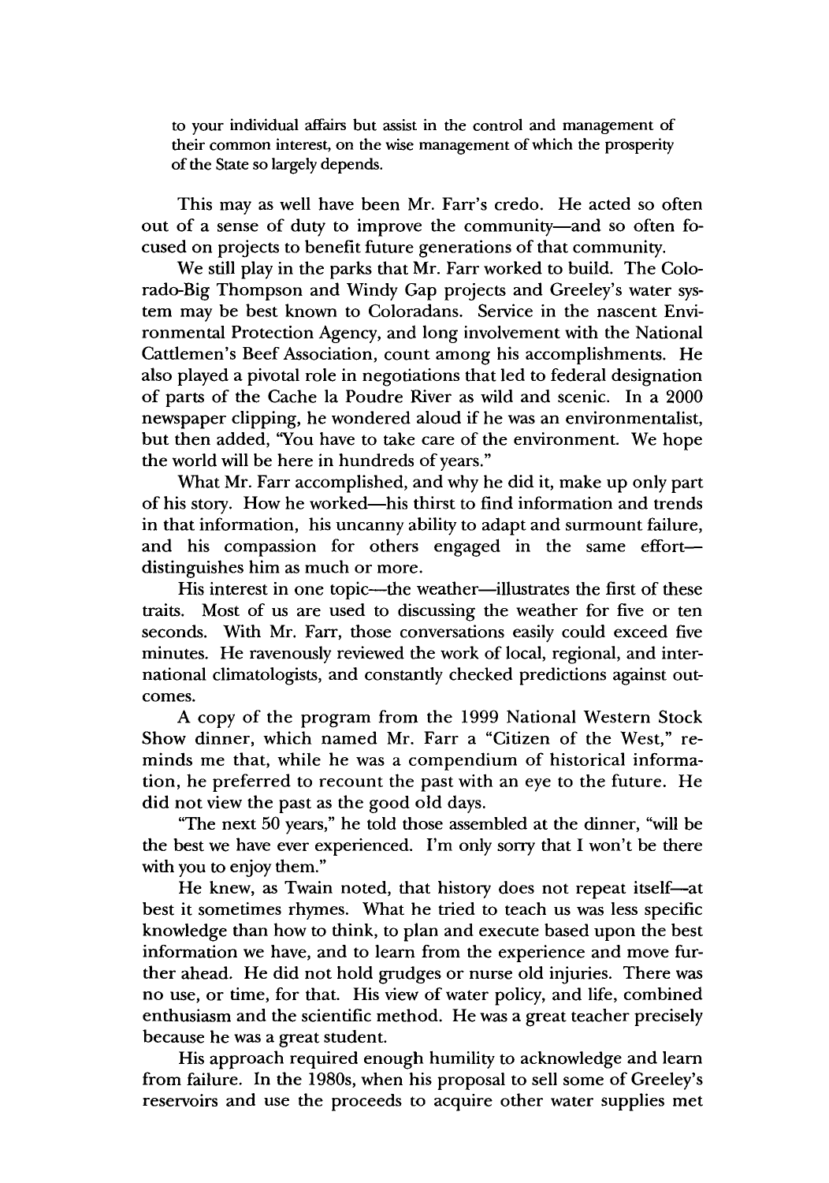> to your individual affairs but assist in the control and management of their common interest, on the wise management of which the prosperity of the State so largely depends.

This may as well have been Mr. Farr's credo. He acted so often out of a sense of duty to improve the community—and so often focused on projects to benefit future generations of that community.

We still play in the parks that Mr. Farr worked to build. The Colorado-Big Thompson and Windy Gap projects and Greeley's water system may be best known to Coloradans. Service in the nascent Environmental Protection Agency, and long involvement with the National Cattlemen's Beef Association, count among his accomplishments. He also played a pivotal role in negotiations that led to federal designation of parts of the Cache la Poudre River as wild and scenic. In a 2000 newspaper clipping, he wondered aloud if he was an environmentalist, but then added, "You have to take care of the environment. We hope the world will be here in hundreds of years."

What Mr. Farr accomplished, and why he did it, make up only part of his story. How he worked—his thirst to find information and trends in that information, his uncanny ability to adapt and surmount failure, and his compassion for others engaged in the same effort—distinguishes him as much or more.

His interest in one topic—the weather—illustrates the first of these traits. Most of us are used to discussing the weather for five or ten seconds. With Mr. Farr, those conversations easily could exceed five minutes. He ravenously reviewed the work of local, regional, and international climatologists, and constantly checked predictions against outcomes.

A copy of the program from the 1999 National Western Stock Show dinner, which named Mr. Farr a "Citizen of the West," reminds me that, while he was a compendium of historical information, he preferred to recount the past with an eye to the future. He did not view the past as the good old days.

"The next 50 years," he told those assembled at the dinner, "will be the best we have ever experienced. I'm only sorry that I won't be there with you to enjoy them."

He knew, as Twain noted, that history does not repeat itself—at best it sometimes rhymes. What he tried to teach us was less specific knowledge than how to think, to plan and execute based upon the best information we have, and to learn from the experience and move further ahead. He did not hold grudges or nurse old injuries. There was no use, or time, for that. His view of water policy, and life, combined enthusiasm and the scientific method. He was a great teacher precisely because he was a great student.

His approach required enough humility to acknowledge and learn from failure. In the 1980s, when his proposal to sell some of Greeley's reservoirs and use the proceeds to acquire other water supplies met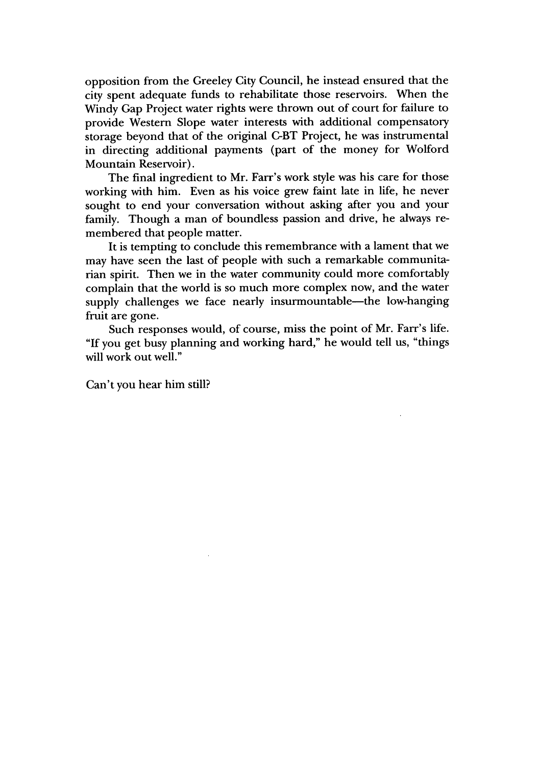opposition from the Greeley City Council, he instead ensured that the city spent adequate funds to rehabilitate those reservoirs. When the Windy Gap Project water rights were thrown out of court for failure to provide Western Slope water interests with additional compensatory storage beyond that of the original C-BT Project, he was instrumental in directing additional payments (part of the money for Wolford Mountain Reservoir).

The final ingredient to Mr. Farr's work style was his care for those working with him. Even as his voice grew faint late in life, he never sought to end your conversation without asking after you and your family. Though a man of boundless passion and drive, he always remembered that people matter.

It is tempting to conclude this remembrance with a lament that we may have seen the last of people with such a remarkable communitarian spirit. Then we in the water community could more comfortably complain that the world is so much more complex now, and the water supply challenges we face nearly insurmountable—the low-hanging fruit are gone.

Such responses would, of course, miss the point of Mr. Farr's life. "If you get busy planning and working hard," he would tell us, "things will work out well."

Can't you hear him still?